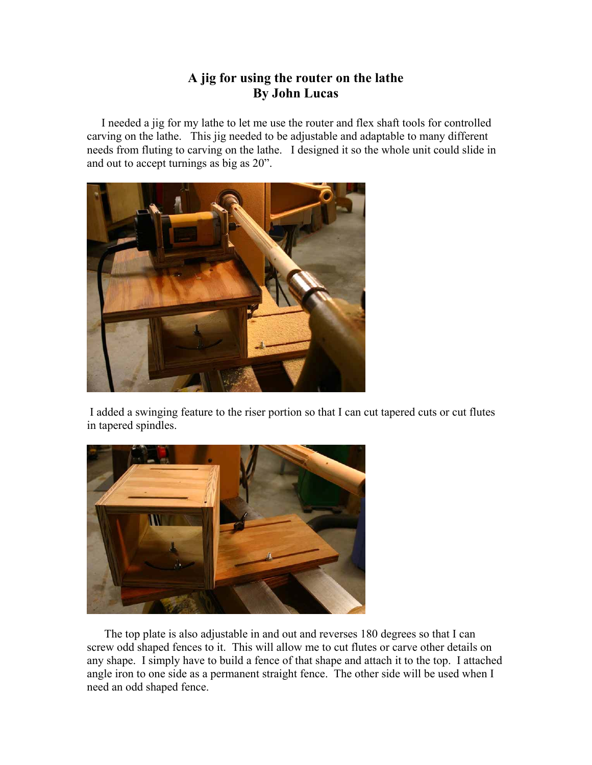# A jig for using the router on the lathe
## By John Lucas

I needed a jig for my lathe to let me use the router and flex shaft tools for controlled carving on the lathe. This jig needed to be adjustable and adaptable to many different needs from fluting to carving on the lathe. I designed it so the whole unit could slide in and out to accept turnings as big as 20".

I added a swinging feature to the riser portion so that I can cut tapered cuts or cut flutes in tapered spindles.

The top plate is also adjustable in and out and reverses 180 degrees so that I can screw odd shaped fences to it. This will allow me to cut flutes or carve other details on any shape. I simply have to build a fence of that shape and attach it to the top. I attached angle iron to one side as a permanent straight fence. The other side will be used when I need an odd shaped fence.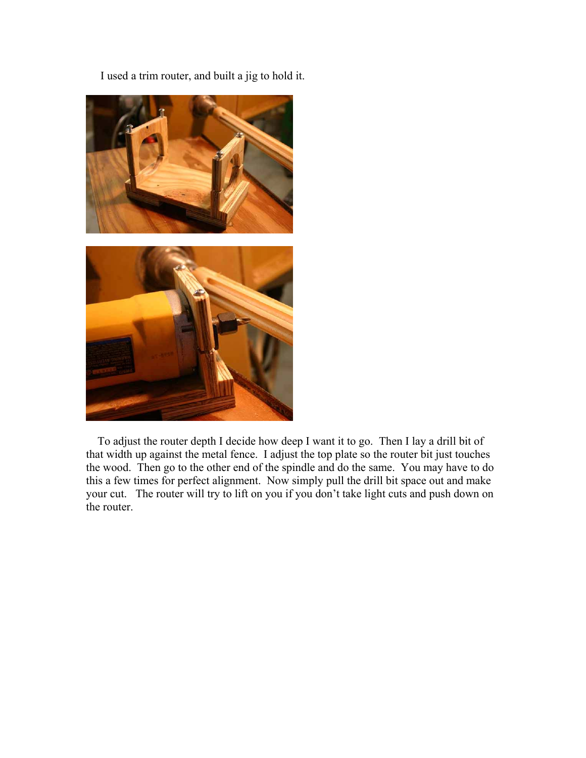I used a trim router, and built a jig to hold it.

To adjust the router depth I decide how deep I want it to go. Then I lay a drill bit of that width up against the metal fence. I adjust the top plate so the router bit just touches the wood. Then go to the other end of the spindle and do the same. You may have to do this a few times for perfect alignment. Now simply pull the drill bit space out and make your cut. The router will try to lift on you if you don't take light cuts and push down on the router.